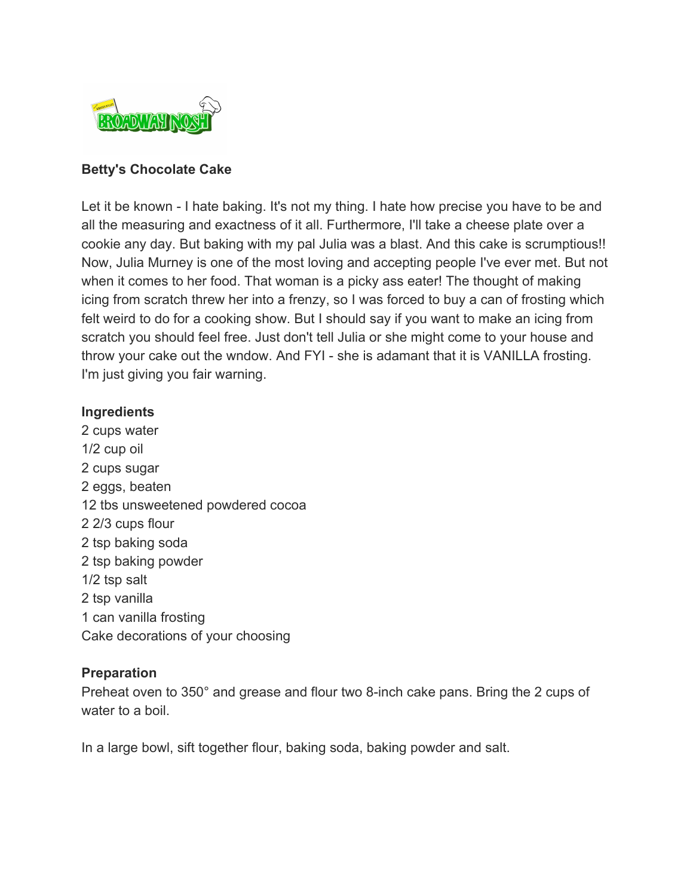## Betty's Chocolate Cake

Let it be known - I hate baking. It's not my thing. I hate how precise you have to be and all the measuring and exactness of it all. Furthermore, I'll take a cheese plate over a cookie any day. But baking with my pal Julia was a blast. And this cake is scrumptious!! Now, Julia Murney is one of the most loving and accepting people I've ever met. But not when it comes to her food. That woman is a picky ass eater! The thought of making icing from scratch threw her into a frenzy, so I was forced to buy a can of frosting which felt weird to do for a cooking show. But I should say if you want to make an icing from scratch you should feel free. Just don't tell Julia or she might come to your house and throw your cake out the wndow. And FYI - she is adamant that it is VANILLA frosting. I'm just giving you fair warning.

### Ingredients

2 cups water
1/2 cup oil
2 cups sugar
2 eggs, beaten
12 tbs unsweetened powdered cocoa
2 2/3 cups flour
2 tsp baking soda
2 tsp baking powder
1/2 tsp salt
2 tsp vanilla
1 can vanilla frosting
Cake decorations of your choosing

### Preparation

Preheat oven to 350° and grease and flour two 8-inch cake pans. Bring the 2 cups of water to a boil.

In a large bowl, sift together flour, baking soda, baking powder and salt.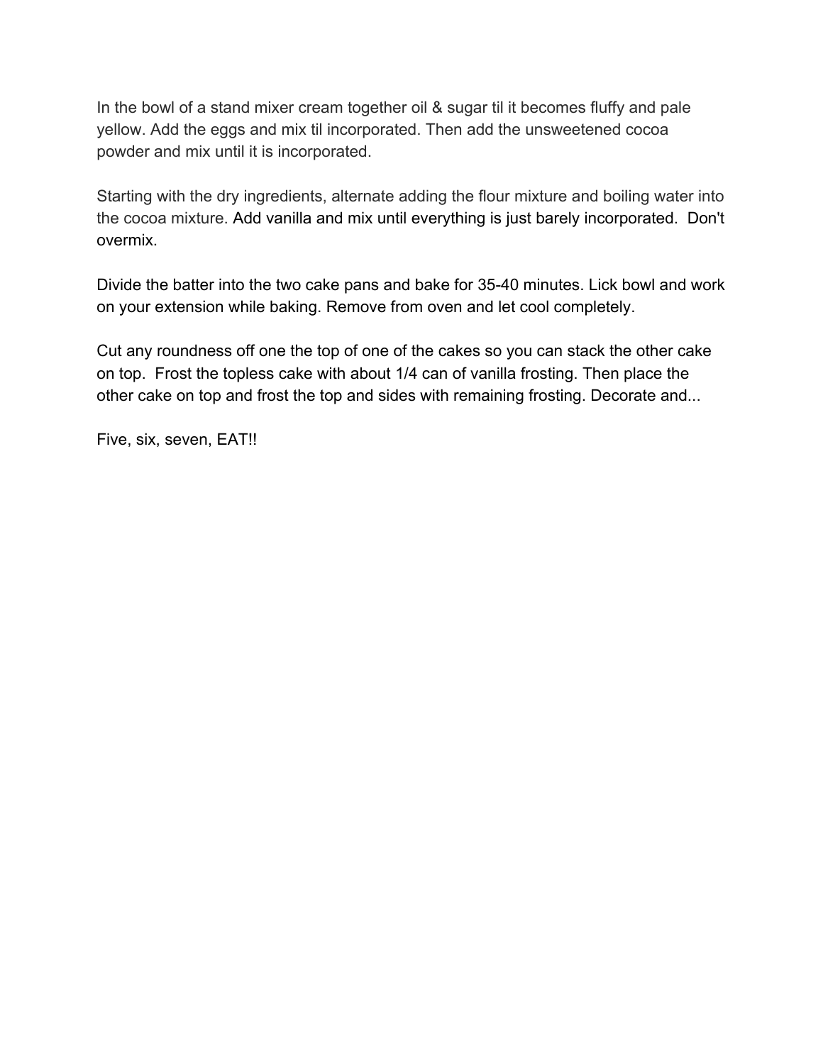In the bowl of a stand mixer cream together oil & sugar til it becomes fluffy and pale yellow. Add the eggs and mix til incorporated. Then add the unsweetened cocoa powder and mix until it is incorporated.

Starting with the dry ingredients, alternate adding the flour mixture and boiling water into the cocoa mixture. Add vanilla and mix until everything is just barely incorporated. Don't overmix.

Divide the batter into the two cake pans and bake for 35-40 minutes. Lick bowl and work on your extension while baking. Remove from oven and let cool completely.

Cut any roundness off one the top of one of the cakes so you can stack the other cake on top. Frost the topless cake with about 1/4 can of vanilla frosting. Then place the other cake on top and frost the top and sides with remaining frosting. Decorate and...

Five, six, seven, EAT!!